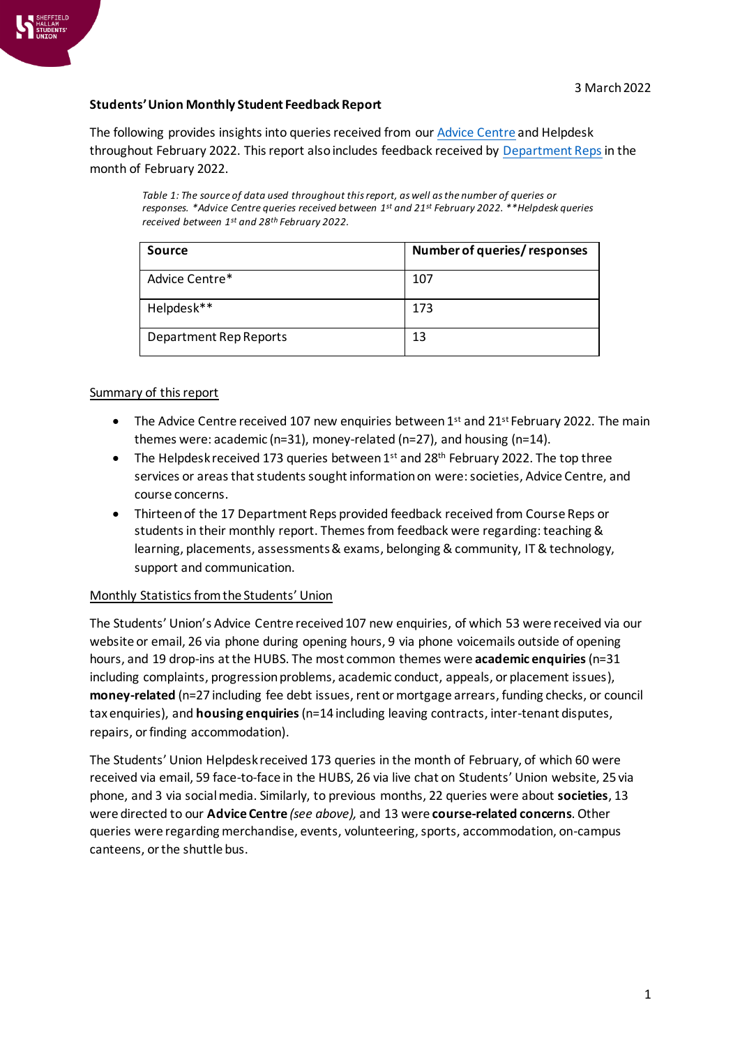3 March 2022

**Students' Union Monthly Student Feedback Report**

The following provides insights into queries received from our Advice Centre and Helpdesk throughout February 2022. This report also includes feedback received by Department Reps in the month of February 2022.

*Table 1: The source of data used throughout this report, as well as the number of queries or responses. *Advice Centre queries received between 1st and 21st February 2022. **Helpdesk queries received between 1st and 28th February 2022.*

| Source | Number of queries/ responses |
|---|---|
| Advice Centre* | 107 |
| Helpdesk** | 173 |
| Department Rep Reports | 13 |

## Summary of this report

- The Advice Centre received 107 new enquiries between 1st and 21st February 2022. The main themes were: academic (n=31), money-related (n=27), and housing (n=14).
- The Helpdesk received 173 queries between 1st and 28th February 2022. The top three services or areas that students sought information on were: societies, Advice Centre, and course concerns.
- Thirteen of the 17 Department Reps provided feedback received from Course Reps or students in their monthly report. Themes from feedback were regarding: teaching & learning, placements, assessments & exams, belonging & community, IT & technology, support and communication.

## Monthly Statistics from the Students' Union

The Students' Union's Advice Centre received 107 new enquiries, of which 53 were received via our website or email, 26 via phone during opening hours, 9 via phone voicemails outside of opening hours, and 19 drop-ins at the HUBS. The most common themes were **academic enquiries** (n=31 including complaints, progression problems, academic conduct, appeals, or placement issues), **money-related** (n=27 including fee debt issues, rent or mortgage arrears, funding checks, or council tax enquiries), and **housing enquiries** (n=14 including leaving contracts, inter-tenant disputes, repairs, or finding accommodation).

The Students' Union Helpdesk received 173 queries in the month of February, of which 60 were received via email, 59 face-to-face in the HUBS, 26 via live chat on Students' Union website, 25 via phone, and 3 via social media. Similarly, to previous months, 22 queries were about **societies**, 13 were directed to our **Advice Centre** *(see above),* and 13 were **course-related concerns**. Other queries were regarding merchandise, events, volunteering, sports, accommodation, on-campus canteens, or the shuttle bus.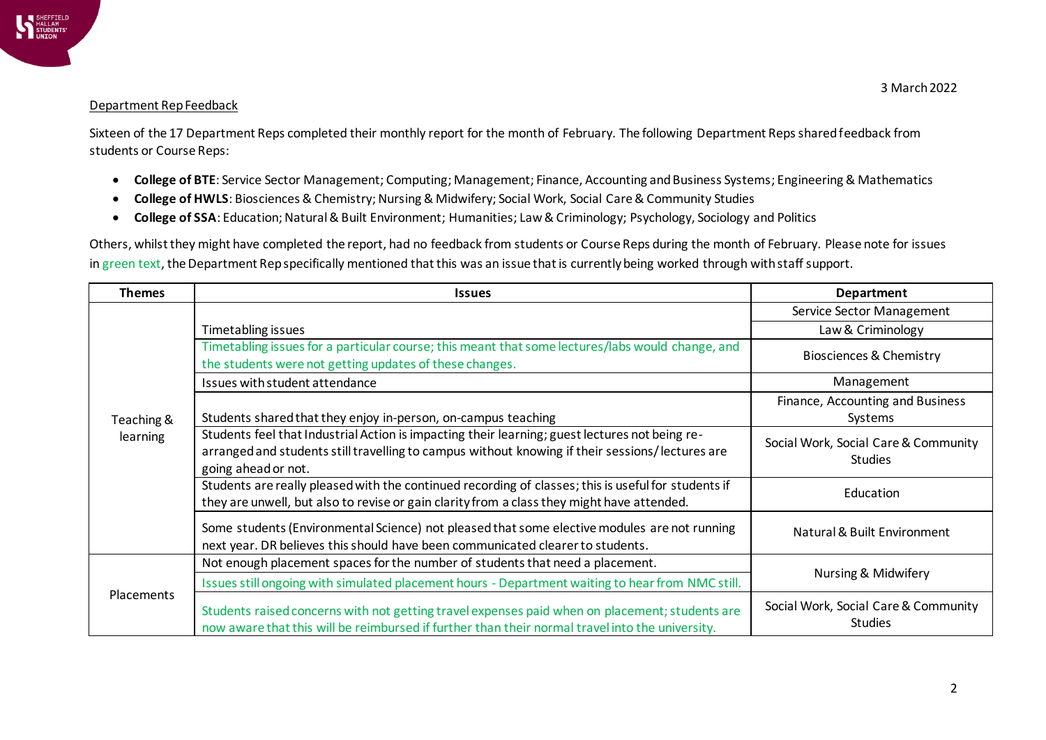3 March 2022

Department Rep Feedback

Sixteen of the 17 Department Reps completed their monthly report for the month of February. The following Department Reps shared feedback from students or Course Reps:

- **College of BTE**: Service Sector Management; Computing; Management; Finance, Accounting and Business Systems; Engineering & Mathematics
- **College of HWLS**: Biosciences & Chemistry; Nursing & Midwifery; Social Work, Social Care & Community Studies
- **College of SSA**: Education; Natural & Built Environment; Humanities; Law & Criminology; Psychology, Sociology and Politics

Others, whilst they might have completed the report, had no feedback from students or Course Reps during the month of February. Please note for issues in green text, the Department Rep specifically mentioned that this was an issue that is currently being worked through with staff support.

| Themes | Issues | Department |
|---|---|---|
| Teaching & learning | Timetabling issues | Service Sector Management |
| | | Law & Criminology |
| | Timetabling issues for a particular course; this meant that some lectures/labs would change, and the students were not getting updates of these changes. | Biosciences & Chemistry |
| | Issues with student attendance | Management |
| | Students shared that they enjoy in-person, on-campus teaching | Finance, Accounting and Business Systems |
| | Students feel that Industrial Action is impacting their learning; guest lectures not being re-arranged and students still travelling to campus without knowing if their sessions/lectures are going ahead or not. | Social Work, Social Care & Community Studies |
| | Students are really pleased with the continued recording of classes; this is useful for students if they are unwell, but also to revise or gain clarity from a class they might have attended. | Education |
| | Some students (Environmental Science) not pleased that some elective modules are not running next year. DR believes this should have been communicated clearer to students. | Natural & Built Environment |
| Placements | Not enough placement spaces for the number of students that need a placement. | Nursing & Midwifery |
| | Issues still ongoing with simulated placement hours - Department waiting to hear from NMC still. | |
| | Students raised concerns with not getting travel expenses paid when on placement; students are now aware that this will be reimbursed if further than their normal travel into the university. | Social Work, Social Care & Community Studies |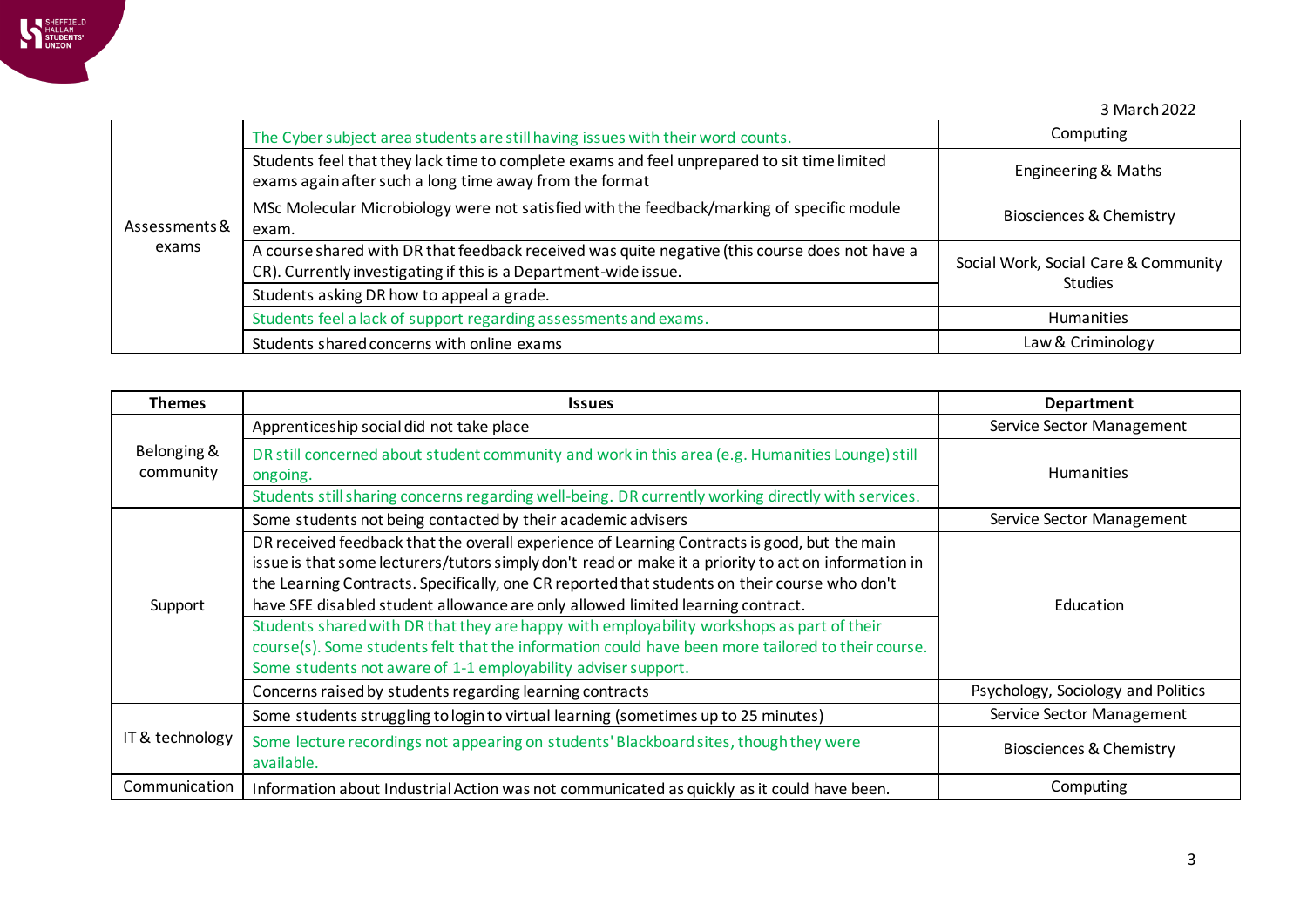3 March 2022

| Themes | Issues | Department |
|---|---|---|
| Assessments & exams | The Cyber subject area students are still having issues with their word counts. | Computing |
| | Students feel that they lack time to complete exams and feel unprepared to sit time limited exams again after such a long time away from the format | Engineering & Maths |
| | MSc Molecular Microbiology were not satisfied with the feedback/marking of specific module exam. | Biosciences & Chemistry |
| | A course shared with DR that feedback received was quite negative (this course does not have a CR). Currently investigating if this is a Department-wide issue. | Social Work, Social Care & Community Studies |
| | Students asking DR how to appeal a grade. | |
| | Students feel a lack of support regarding assessments and exams. | Humanities |
| | Students shared concerns with online exams | Law & Criminology |

| Themes | Issues | Department |
|---|---|---|
| Belonging & community | Apprenticeship social did not take place | Service Sector Management |
| | DR still concerned about student community and work in this area (e.g. Humanities Lounge) still ongoing. | Humanities |
| | Students still sharing concerns regarding well-being. DR currently working directly with services. | |
| Support | Some students not being contacted by their academic advisers | Service Sector Management |
| | DR received feedback that the overall experience of Learning Contracts is good, but the main issue is that some lecturers/tutors simply don't read or make it a priority to act on information in the Learning Contracts. Specifically, one CR reported that students on their course who don't have SFE disabled student allowance are only allowed limited learning contract. | Education |
| | Students shared with DR that they are happy with employability workshops as part of their course(s). Some students felt that the information could have been more tailored to their course. Some students not aware of 1-1 employability adviser support. | |
| | Concerns raised by students regarding learning contracts | Psychology, Sociology and Politics |
| IT & technology | Some students struggling to login to virtual learning (sometimes up to 25 minutes) | Service Sector Management |
| | Some lecture recordings not appearing on students' Blackboard sites, though they were available. | Biosciences & Chemistry |
| Communication | Information about Industrial Action was not communicated as quickly as it could have been. | Computing |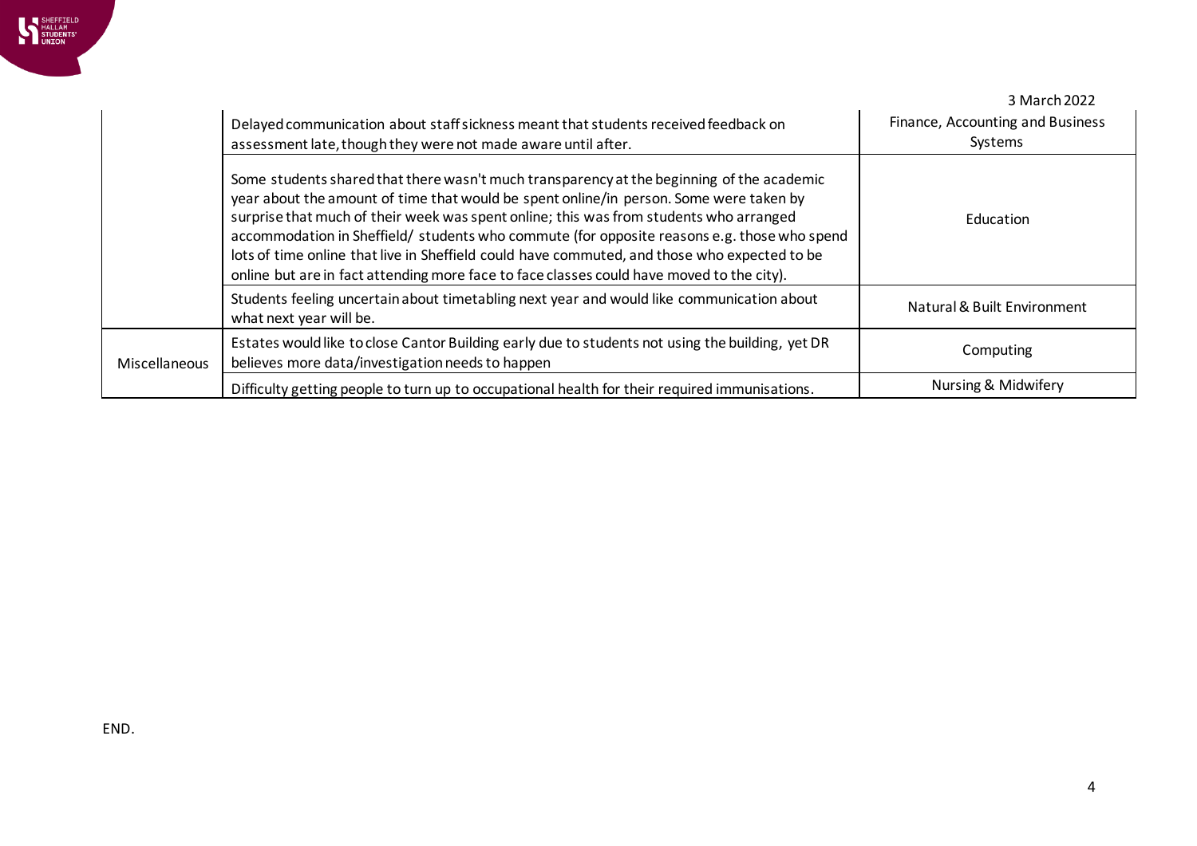3 March 2022

| | | |
|---|---|---|
| | Delayed communication about staff sickness meant that students received feedback on assessment late, though they were not made aware until after. | Finance, Accounting and Business Systems |
| | Some students shared that there wasn't much transparency at the beginning of the academic year about the amount of time that would be spent online/in person. Some were taken by surprise that much of their week was spent online; this was from students who arranged accommodation in Sheffield/ students who commute (for opposite reasons e.g. those who spend lots of time online that live in Sheffield could have commuted, and those who expected to be online but are in fact attending more face to face classes could have moved to the city). | Education |
| | Students feeling uncertain about timetabling next year and would like communication about what next year will be. | Natural & Built Environment |
| Miscellaneous | Estates would like to close Cantor Building early due to students not using the building, yet DR believes more data/investigation needs to happen | Computing |
| | Difficulty getting people to turn up to occupational health for their required immunisations. | Nursing & Midwifery |

END.